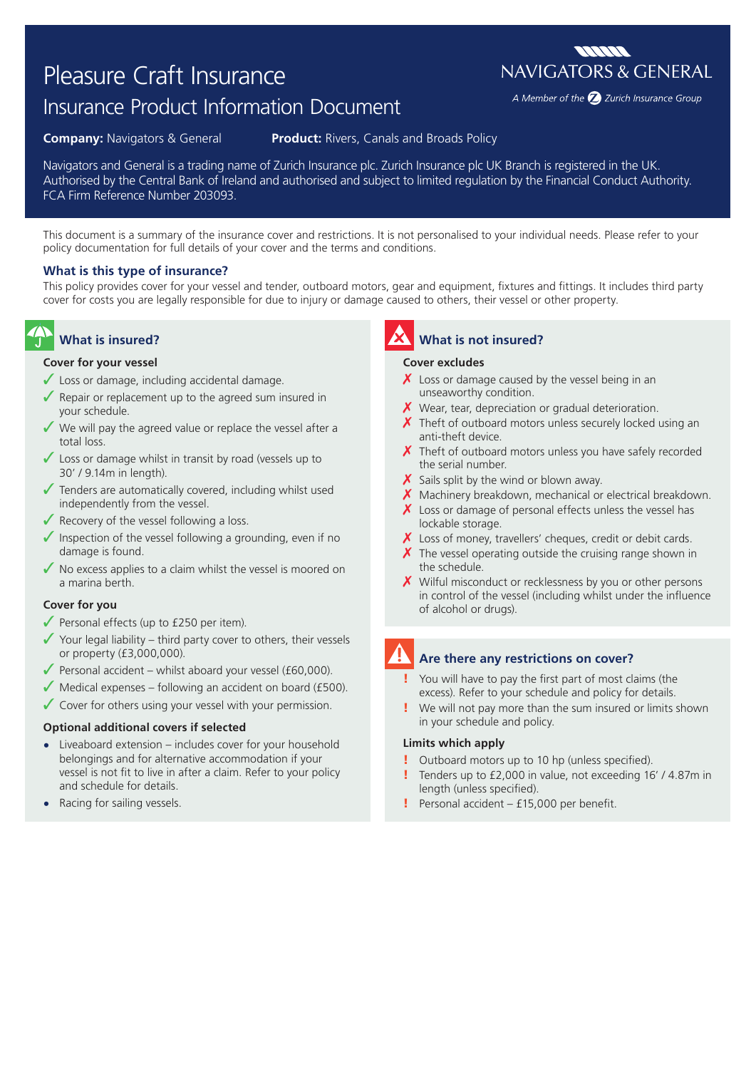# Pleasure Craft Insurance

## Insurance Product Information Document

NAVIGATORS & GENERAL

*A Member of the Zurich Insurance Group*

**Company:** Navigators & General **Product:** Rivers, Canals and Broads Policy

Navigators and General is a trading name of Zurich Insurance plc. Zurich Insurance plc UK Branch is registered in the UK. Authorised by the Central Bank of Ireland and authorised and subject to limited regulation by the Financial Conduct Authority. FCA Firm Reference Number 203093.

This document is a summary of the insurance cover and restrictions. It is not personalised to your individual needs. Please refer to your policy documentation for full details of your cover and the terms and conditions.

### What is this type of insurance?

This policy provides cover for your vessel and tender, outboard motors, gear and equipment, fixtures and fittings. It includes third party cover for costs you are legally responsible for due to injury or damage caused to others, their vessel or other property.

### What is insured?

**Cover for your vessel**

- ✓ Loss or damage, including accidental damage.
- ✓ Repair or replacement up to the agreed sum insured in your schedule.
- ✓ We will pay the agreed value or replace the vessel after a total loss.
- ✓ Loss or damage whilst in transit by road (vessels up to 30' / 9.14m in length).
- ✓ Tenders are automatically covered, including whilst used independently from the vessel.
- ✓ Recovery of the vessel following a loss.
- ✓ Inspection of the vessel following a grounding, even if no damage is found.
- ✓ No excess applies to a claim whilst the vessel is moored on a marina berth.

**Cover for you**

- ✓ Personal effects (up to £250 per item).
- ✓ Your legal liability – third party cover to others, their vessels or property (£3,000,000).
- ✓ Personal accident – whilst aboard your vessel (£60,000).
- ✓ Medical expenses – following an accident on board (£500).
- ✓ Cover for others using your vessel with your permission.

**Optional additional covers if selected**

- Liveaboard extension – includes cover for your household belongings and for alternative accommodation if your vessel is not fit to live in after a claim. Refer to your policy and schedule for details.
- Racing for sailing vessels.

### What is not insured?

**Cover excludes**

- ✗ Loss or damage caused by the vessel being in an unseaworthy condition.
- ✗ Wear, tear, depreciation or gradual deterioration.
- ✗ Theft of outboard motors unless securely locked using an anti-theft device.
- ✗ Theft of outboard motors unless you have safely recorded the serial number.
- ✗ Sails split by the wind or blown away.
- ✗ Machinery breakdown, mechanical or electrical breakdown.
- ✗ Loss or damage of personal effects unless the vessel has lockable storage.
- ✗ Loss of money, travellers' cheques, credit or debit cards.
- ✗ The vessel operating outside the cruising range shown in the schedule.
- ✗ Wilful misconduct or recklessness by you or other persons in control of the vessel (including whilst under the influence of alcohol or drugs).

### Are there any restrictions on cover?

- ! You will have to pay the first part of most claims (the excess). Refer to your schedule and policy for details.
- ! We will not pay more than the sum insured or limits shown in your schedule and policy.

**Limits which apply**

- ! Outboard motors up to 10 hp (unless specified).
- ! Tenders up to £2,000 in value, not exceeding 16' / 4.87m in length (unless specified).
- ! Personal accident – £15,000 per benefit.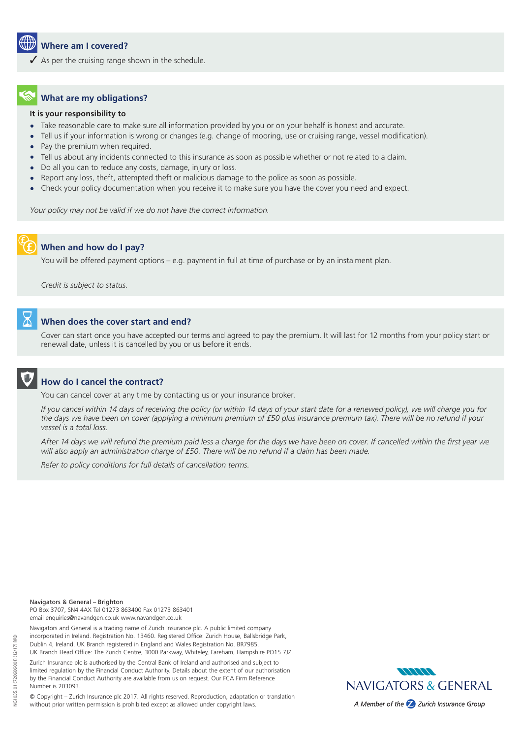## Where am I covered?

✓ As per the cruising range shown in the schedule.

## What are my obligations?

**It is your responsibility to**

- Take reasonable care to make sure all information provided by you or on your behalf is honest and accurate.
- Tell us if your information is wrong or changes (e.g. change of mooring, use or cruising range, vessel modification).
- Pay the premium when required.
- Tell us about any incidents connected to this insurance as soon as possible whether or not related to a claim.
- Do all you can to reduce any costs, damage, injury or loss.
- Report any loss, theft, attempted theft or malicious damage to the police as soon as possible.
- Check your policy documentation when you receive it to make sure you have the cover you need and expect.

*Your policy may not be valid if we do not have the correct information.*

## When and how do I pay?

You will be offered payment options – e.g. payment in full at time of purchase or by an instalment plan.

*Credit is subject to status.*

## When does the cover start and end?

Cover can start once you have accepted our terms and agreed to pay the premium. It will last for 12 months from your policy start or renewal date, unless it is cancelled by you or us before it ends.

## How do I cancel the contract?

You can cancel cover at any time by contacting us or your insurance broker.

*If you cancel within 14 days of receiving the policy (or within 14 days of your start date for a renewed policy), we will charge you for the days we have been on cover (applying a minimum premium of £50 plus insurance premium tax). There will be no refund if your vessel is a total loss.*

*After 14 days we will refund the premium paid less a charge for the days we have been on cover. If cancelled within the first year we will also apply an administration charge of £50. There will be no refund if a claim has been made.*

*Refer to policy conditions for full details of cancellation terms.*

Navigators & General – Brighton
PO Box 3707, SN4 4AX Tel 01273 863400 Fax 01273 863401
email enquiries@navandgen.co.uk www.navandgen.co.uk

Navigators and General is a trading name of Zurich Insurance plc. A public limited company incorporated in Ireland. Registration No. 13460. Registered Office: Zurich House, Ballsbridge Park, Dublin 4, Ireland. UK Branch registered in England and Wales Registration No. BR7985. UK Branch Head Office: The Zurich Centre, 3000 Parkway, Whiteley, Fareham, Hampshire PO15 7JZ.

Zurich Insurance plc is authorised by the Central Bank of Ireland and authorised and subject to limited regulation by the Financial Conduct Authority. Details about the extent of our authorisation by the Financial Conduct Authority are available from us on request. Our FCA Firm Reference Number is 203093.

© Copyright – Zurich Insurance plc 2017. All rights reserved. Reproduction, adaptation or translation without prior written permission is prohibited except as allowed under copyright laws.

NAVIGATORS & GENERAL
A Member of the Zurich Insurance Group

NG1035.01 (726060001) (12/17) RRD